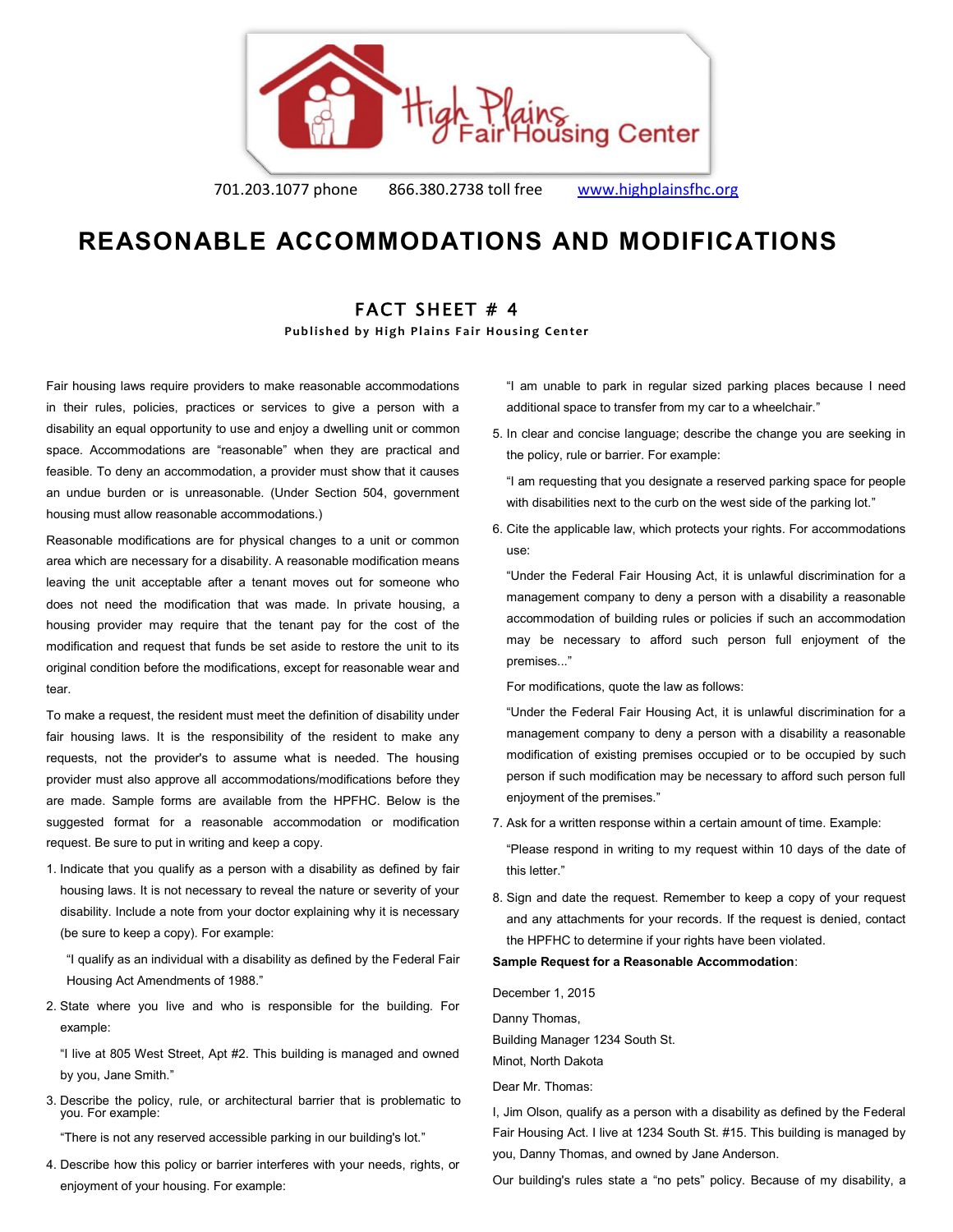High Plains Fair Housing Center

701.203.1077 phone 866.380.2738 toll free www.highplainsfhc.org

# REASONABLE ACCOMMODATIONS AND MODIFICATIONS

## FACT SHEET # 4

**Published by High Plains Fair Housing Center**

Fair housing laws require providers to make reasonable accommodations in their rules, policies, practices or services to give a person with a disability an equal opportunity to use and enjoy a dwelling unit or common space. Accommodations are "reasonable" when they are practical and feasible. To deny an accommodation, a provider must show that it causes an undue burden or is unreasonable. (Under Section 504, government housing must allow reasonable accommodations.)

Reasonable modifications are for physical changes to a unit or common area which are necessary for a disability. A reasonable modification means leaving the unit acceptable after a tenant moves out for someone who does not need the modification that was made. In private housing, a housing provider may require that the tenant pay for the cost of the modification and request that funds be set aside to restore the unit to its original condition before the modifications, except for reasonable wear and tear.

To make a request, the resident must meet the definition of disability under fair housing laws. It is the responsibility of the resident to make any requests, not the provider's to assume what is needed. The housing provider must also approve all accommodations/modifications before they are made. Sample forms are available from the HPFHC. Below is the suggested format for a reasonable accommodation or modification request. Be sure to put in writing and keep a copy.

1. Indicate that you qualify as a person with a disability as defined by fair housing laws. It is not necessary to reveal the nature or severity of your disability. Include a note from your doctor explaining why it is necessary (be sure to keep a copy). For example:

   "I qualify as an individual with a disability as defined by the Federal Fair Housing Act Amendments of 1988."

2. State where you live and who is responsible for the building. For example:

   "I live at 805 West Street, Apt #2. This building is managed and owned by you, Jane Smith."

3. Describe the policy, rule, or architectural barrier that is problematic to you. For example:

   "There is not any reserved accessible parking in our building's lot."

4. Describe how this policy or barrier interferes with your needs, rights, or enjoyment of your housing. For example:

   "I am unable to park in regular sized parking places because I need additional space to transfer from my car to a wheelchair."

5. In clear and concise language; describe the change you are seeking in the policy, rule or barrier. For example:

   "I am requesting that you designate a reserved parking space for people with disabilities next to the curb on the west side of the parking lot."

6. Cite the applicable law, which protects your rights. For accommodations use:

   "Under the Federal Fair Housing Act, it is unlawful discrimination for a management company to deny a person with a disability a reasonable accommodation of building rules or policies if such an accommodation may be necessary to afford such person full enjoyment of the premises..."

   For modifications, quote the law as follows:

   "Under the Federal Fair Housing Act, it is unlawful discrimination for a management company to deny a person with a disability a reasonable modification of existing premises occupied or to be occupied by such person if such modification may be necessary to afford such person full enjoyment of the premises."

7. Ask for a written response within a certain amount of time. Example:

   "Please respond in writing to my request within 10 days of the date of this letter."

8. Sign and date the request. Remember to keep a copy of your request and any attachments for your records. If the request is denied, contact the HPFHC to determine if your rights have been violated.

**Sample Request for a Reasonable Accommodation**:

December 1, 2015

Danny Thomas,
Building Manager 1234 South St.
Minot, North Dakota

Dear Mr. Thomas:

I, Jim Olson, qualify as a person with a disability as defined by the Federal Fair Housing Act. I live at 1234 South St. #15. This building is managed by you, Danny Thomas, and owned by Jane Anderson.

Our building's rules state a "no pets" policy. Because of my disability, a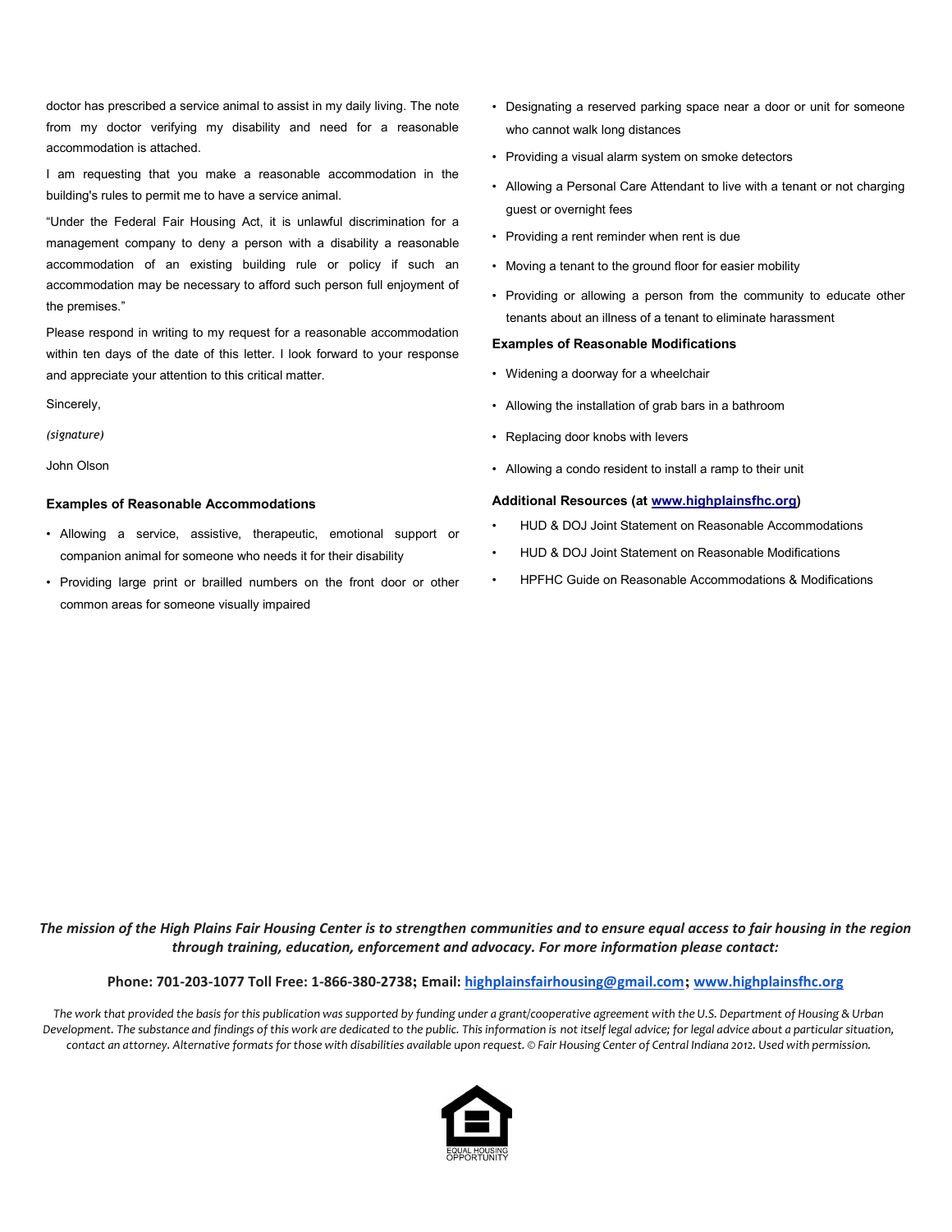doctor has prescribed a service animal to assist in my daily living. The note from my doctor verifying my disability and need for a reasonable accommodation is attached.

I am requesting that you make a reasonable accommodation in the building's rules to permit me to have a service animal.

"Under the Federal Fair Housing Act, it is unlawful discrimination for a management company to deny a person with a disability a reasonable accommodation of an existing building rule or policy if such an accommodation may be necessary to afford such person full enjoyment of the premises."

Please respond in writing to my request for a reasonable accommodation within ten days of the date of this letter. I look forward to your response and appreciate your attention to this critical matter.

Sincerely,

*(signature)*

John Olson

**Examples of Reasonable Accommodations**

- Allowing a service, assistive, therapeutic, emotional support or companion animal for someone who needs it for their disability
- Providing large print or brailled numbers on the front door or other common areas for someone visually impaired
- Designating a reserved parking space near a door or unit for someone who cannot walk long distances
- Providing a visual alarm system on smoke detectors
- Allowing a Personal Care Attendant to live with a tenant or not charging guest or overnight fees
- Providing a rent reminder when rent is due
- Moving a tenant to the ground floor for easier mobility
- Providing or allowing a person from the community to educate other tenants about an illness of a tenant to eliminate harassment

**Examples of Reasonable Modifications**

- Widening a doorway for a wheelchair
- Allowing the installation of grab bars in a bathroom
- Replacing door knobs with levers
- Allowing a condo resident to install a ramp to their unit

**Additional Resources (at www.highplainsfhc.org)**

- HUD & DOJ Joint Statement on Reasonable Accommodations
- HUD & DOJ Joint Statement on Reasonable Modifications
- HPFHC Guide on Reasonable Accommodations & Modifications

***The mission of the High Plains Fair Housing Center is to strengthen communities and to ensure equal access to fair housing in the region through training, education, enforcement and advocacy. For more information please contact:***

**Phone: 701-203-1077 Toll Free: 1-866-380-2738; Email: highplainsfairhousing@gmail.com; www.highplainsfhc.org**

*The work that provided the basis for this publication was supported by funding under a grant/cooperative agreement with the U.S. Department of Housing & Urban Development. The substance and findings of this work are dedicated to the public. This information is not itself legal advice; for legal advice about a particular situation, contact an attorney. Alternative formats for those with disabilities available upon request. © Fair Housing Center of Central Indiana 2012. Used with permission.*

EQUAL HOUSING OPPORTUNITY